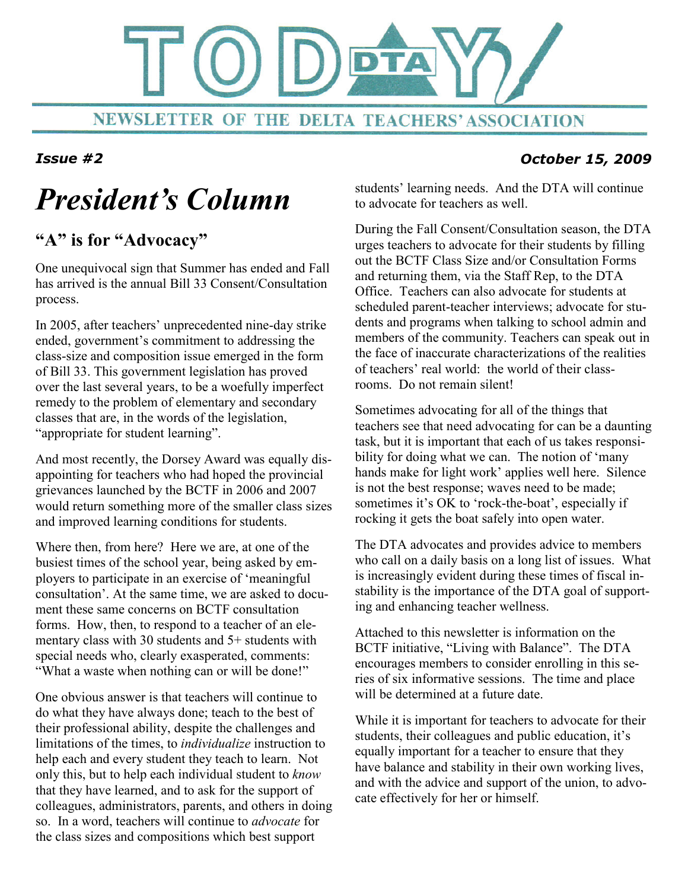# TODAY DTA

NEWSLETTER OF THE DELTA TEACHERS' ASSOCIATION

***Issue #2*** ***October 15, 2009***

# *President's Column*

## "A" is for "Advocacy"

One unequivocal sign that Summer has ended and Fall has arrived is the annual Bill 33 Consent/Consultation process.

In 2005, after teachers' unprecedented nine-day strike ended, government's commitment to addressing the class-size and composition issue emerged in the form of Bill 33. This government legislation has proved over the last several years, to be a woefully imperfect remedy to the problem of elementary and secondary classes that are, in the words of the legislation, "appropriate for student learning".

And most recently, the Dorsey Award was equally disappointing for teachers who had hoped the provincial grievances launched by the BCTF in 2006 and 2007 would return something more of the smaller class sizes and improved learning conditions for students.

Where then, from here? Here we are, at one of the busiest times of the school year, being asked by employers to participate in an exercise of 'meaningful consultation'. At the same time, we are asked to document these same concerns on BCTF consultation forms. How, then, to respond to a teacher of an elementary class with 30 students and 5+ students with special needs who, clearly exasperated, comments: "What a waste when nothing can or will be done!"

One obvious answer is that teachers will continue to do what they have always done; teach to the best of their professional ability, despite the challenges and limitations of the times, to *individualize* instruction to help each and every student they teach to learn. Not only this, but to help each individual student to *know* that they have learned, and to ask for the support of colleagues, administrators, parents, and others in doing so. In a word, teachers will continue to *advocate* for the class sizes and compositions which best support students' learning needs. And the DTA will continue to advocate for teachers as well.

During the Fall Consent/Consultation season, the DTA urges teachers to advocate for their students by filling out the BCTF Class Size and/or Consultation Forms and returning them, via the Staff Rep, to the DTA Office. Teachers can also advocate for students at scheduled parent-teacher interviews; advocate for students and programs when talking to school admin and members of the community. Teachers can speak out in the face of inaccurate characterizations of the realities of teachers' real world: the world of their classrooms. Do not remain silent!

Sometimes advocating for all of the things that teachers see that need advocating for can be a daunting task, but it is important that each of us takes responsibility for doing what we can. The notion of 'many hands make for light work' applies well here. Silence is not the best response; waves need to be made; sometimes it's OK to 'rock-the-boat', especially if rocking it gets the boat safely into open water.

The DTA advocates and provides advice to members who call on a daily basis on a long list of issues. What is increasingly evident during these times of fiscal instability is the importance of the DTA goal of supporting and enhancing teacher wellness.

Attached to this newsletter is information on the BCTF initiative, "Living with Balance". The DTA encourages members to consider enrolling in this series of six informative sessions. The time and place will be determined at a future date.

While it is important for teachers to advocate for their students, their colleagues and public education, it's equally important for a teacher to ensure that they have balance and stability in their own working lives, and with the advice and support of the union, to advocate effectively for her or himself.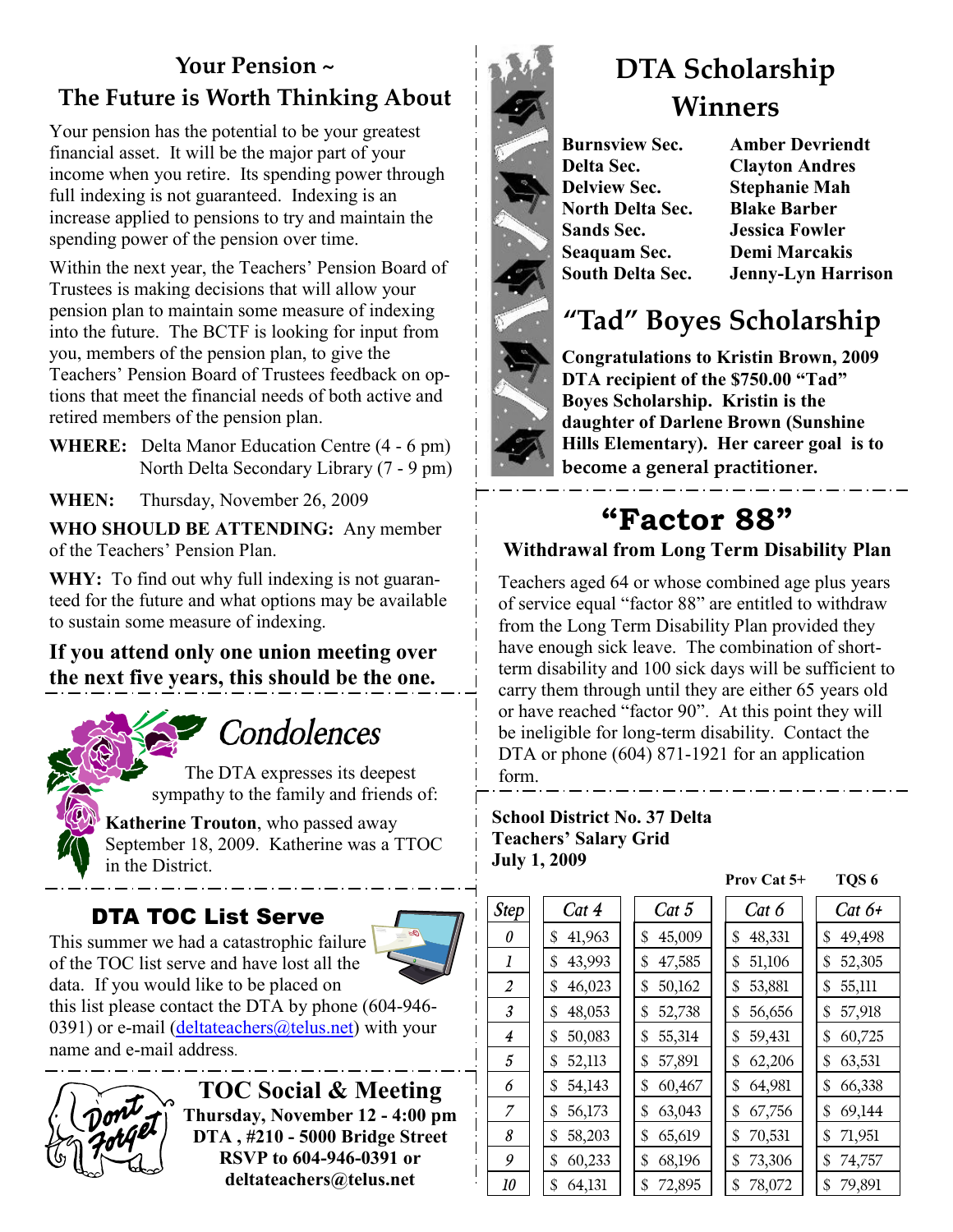## Your Pension ~ The Future is Worth Thinking About

Your pension has the potential to be your greatest financial asset. It will be the major part of your income when you retire. Its spending power through full indexing is not guaranteed. Indexing is an increase applied to pensions to try and maintain the spending power of the pension over time.

Within the next year, the Teachers' Pension Board of Trustees is making decisions that will allow your pension plan to maintain some measure of indexing into the future. The BCTF is looking for input from you, members of the pension plan, to give the Teachers' Pension Board of Trustees feedback on options that meet the financial needs of both active and retired members of the pension plan.

**WHERE:** Delta Manor Education Centre (4 - 6 pm)
North Delta Secondary Library (7 - 9 pm)

**WHEN:** Thursday, November 26, 2009

**WHO SHOULD BE ATTENDING:** Any member of the Teachers' Pension Plan.

**WHY:** To find out why full indexing is not guaranteed for the future and what options may be available to sustain some measure of indexing.

**If you attend only one union meeting over the next five years, this should be the one.**

## *Condolences*

The DTA expresses its deepest sympathy to the family and friends of:

**Katherine Trouton**, who passed away September 18, 2009. Katherine was a TTOC in the District.

## DTA TOC List Serve

This summer we had a catastrophic failure of the TOC list serve and have lost all the data. If you would like to be placed on this list please contact the DTA by phone (604-946-0391) or e-mail (deltateachers@telus.net) with your name and e-mail address.

## TOC Social & Meeting

**Thursday, November 12 - 4:00 pm**
**DTA , #210 - 5000 Bridge Street**
**RSVP to 604-946-0391 or deltateachers@telus.net**

## DTA Scholarship Winners

| | |
|---|---|
| **Burnsview Sec.** | **Amber Devriendt** |
| **Delta Sec.** | **Clayton Andres** |
| **Delview Sec.** | **Stephanie Mah** |
| **North Delta Sec.** | **Blake Barber** |
| **Sands Sec.** | **Jessica Fowler** |
| **Seaquam Sec.** | **Demi Marcakis** |
| **South Delta Sec.** | **Jenny-Lyn Harrison** |

## "Tad" Boyes Scholarship

**Congratulations to Kristin Brown, 2009 DTA recipient of the $750.00 "Tad" Boyes Scholarship. Kristin is the daughter of Darlene Brown (Sunshine Hills Elementary). Her career goal is to become a general practitioner.**

## "Factor 88"

### Withdrawal from Long Term Disability Plan

Teachers aged 64 or whose combined age plus years of service equal "factor 88" are entitled to withdraw from the Long Term Disability Plan provided they have enough sick leave. The combination of short-term disability and 100 sick days will be sufficient to carry them through until they are either 65 years old or have reached "factor 90". At this point they will be ineligible for long-term disability. Contact the DTA or phone (604) 871-1921 for an application form.

**School District No. 37 Delta Teachers' Salary Grid July 1, 2009**

| | | | Prov Cat 5+ | TQS 6 |
|---|---|---|---|---|
| *Step* | *Cat 4* | *Cat 5* | *Cat 6* | *Cat 6+* |
| *0* | $ 41,963 | $ 45,009 | $ 48,331 | $ 49,498 |
| *1* | $ 43,993 | $ 47,585 | $ 51,106 | $ 52,305 |
| *2* | $ 46,023 | $ 50,162 | $ 53,881 | $ 55,111 |
| *3* | $ 48,053 | $ 52,738 | $ 56,656 | $ 57,918 |
| *4* | $ 50,083 | $ 55,314 | $ 59,431 | $ 60,725 |
| *5* | $ 52,113 | $ 57,891 | $ 62,206 | $ 63,531 |
| *6* | $ 54,143 | $ 60,467 | $ 64,981 | $ 66,338 |
| *7* | $ 56,173 | $ 63,043 | $ 67,756 | $ 69,144 |
| *8* | $ 58,203 | $ 65,619 | $ 70,531 | $ 71,951 |
| *9* | $ 60,233 | $ 68,196 | $ 73,306 | $ 74,757 |
| *10* | $ 64,131 | $ 72,895 | $ 78,072 | $ 79,891 |